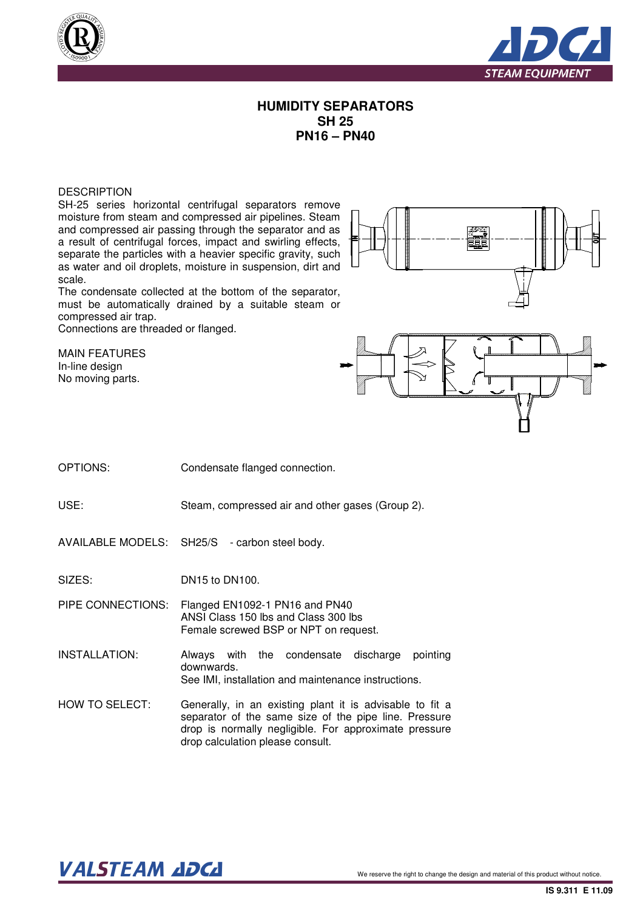# HUMIDITY SEPARATORS
# SH 25
# PN16 – PN40

## DESCRIPTION

SH-25 series horizontal centrifugal separators remove moisture from steam and compressed air pipelines. Steam and compressed air passing through the separator and as a result of centrifugal forces, impact and swirling effects, separate the particles with a heavier specific gravity, such as water and oil droplets, moisture in suspension, dirt and scale.
The condensate collected at the bottom of the separator, must be automatically drained by a suitable steam or compressed air trap.
Connections are threaded or flanged.

## MAIN FEATURES

In-line design
No moving parts.

| | |
|---|---|
| OPTIONS: | Condensate flanged connection. |
| USE: | Steam, compressed air and other gases (Group 2). |
| AVAILABLE MODELS: | SH25/S - carbon steel body. |
| SIZES: | DN15 to DN100. |
| PIPE CONNECTIONS: | Flanged EN1092-1 PN16 and PN40<br>ANSI Class 150 lbs and Class 300 lbs<br>Female screwed BSP or NPT on request. |
| INSTALLATION: | Always with the condensate discharge pointing downwards.<br>See IMI, installation and maintenance instructions. |
| HOW TO SELECT: | Generally, in an existing plant it is advisable to fit a separator of the same size of the pipe line. Pressure drop is normally negligible. For approximate pressure drop calculation please consult. |

We reserve the right to change the design and material of this product without notice.

IS 9.311 E 11.09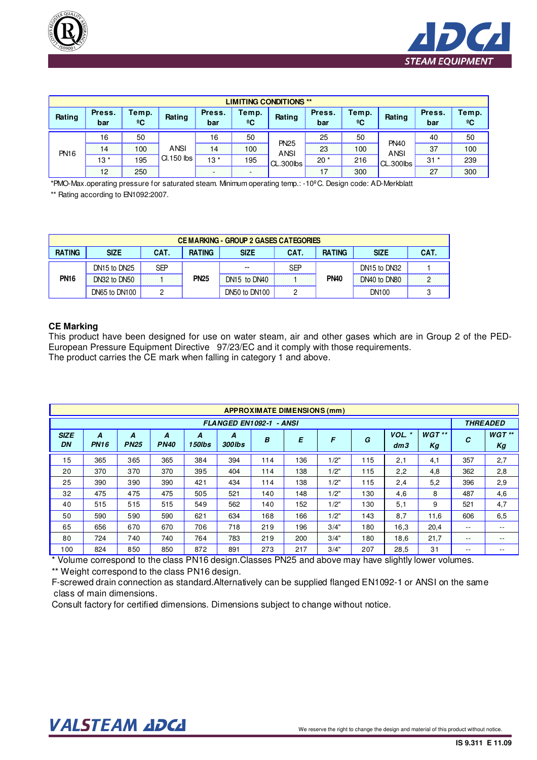| LIMITING CONDITIONS ** | | | | | | | | | | | |
|---|---|---|---|---|---|---|---|---|---|---|---|
| Rating | Press. bar | Temp. ºC | Rating | Press. bar | Temp. ºC | Rating | Press. bar | Temp. ºC | Rating | Press. bar | Temp. ºC |
| PN16 | 16 | 50 | ANSI Cl.150 lbs | 16 | 50 | PN25 ANSI CL.300lbs | 25 | 50 | PN40 ANSI CL.300lbs | 40 | 50 |
| | 14 | 100 | | 14 | 100 | | 23 | 100 | | 37 | 100 |
| | 13 * | 195 | | 13 * | 195 | | 20 * | 216 | | 31 * | 239 |
| | 12 | 250 | | - | - | | 17 | 300 | | 27 | 300 |

*PMO-Max.operating pressure for saturated steam. Minimum operating temp.: -10ºC. Design code: AD-Merkblatt

** Rating according to EN1092:2007.

| CE MARKING - GROUP 2 GASES CATEGORIES | | | | | | | | |
|---|---|---|---|---|---|---|---|---|
| RATING | SIZE | CAT. | RATING | SIZE | CAT. | RATING | SIZE | CAT. |
| PN16 | DN15 to DN25 | SEP | PN25 | -- | SEP | PN40 | DN15 to DN32 | 1 |
| | DN32 to DN50 | 1 | | DN15 to DN40 | 1 | | DN40 to DN80 | 2 |
| | DN65 to DN100 | 2 | | DN50 to DN100 | 2 | | DN100 | 3 |

## CE Marking

This product have been designed for use on water steam, air and other gases which are in Group 2 of the PED-European Pressure Equipment Directive 97/23/EC and it comply with those requirements.
The product carries the CE mark when falling in category 1 and above.

| APPROXIMATE DIMENSIONS (mm) | | | | | | | | | | | | | |
|---|---|---|---|---|---|---|---|---|---|---|---|---|---|
| FLANGED EN1092-1 - ANSI | | | | | | | | | | | | THREADED | |
| SIZE DN | A PN16 | A PN25 | A PN40 | A 150lbs | A 300lbs | B | E | F | G | VOL. * dm3 | WGT ** Kg | C | WGT ** Kg |
| 15 | 365 | 365 | 365 | 384 | 394 | 114 | 136 | 1/2" | 115 | 2,1 | 4,1 | 357 | 2,7 |
| 20 | 370 | 370 | 370 | 395 | 404 | 114 | 138 | 1/2" | 115 | 2,2 | 4,8 | 362 | 2,8 |
| 25 | 390 | 390 | 390 | 421 | 434 | 114 | 138 | 1/2" | 115 | 2,4 | 5,2 | 396 | 2,9 |
| 32 | 475 | 475 | 475 | 505 | 521 | 140 | 148 | 1/2" | 130 | 4,6 | 8 | 487 | 4,6 |
| 40 | 515 | 515 | 515 | 549 | 562 | 140 | 152 | 1/2" | 130 | 5,1 | 9 | 521 | 4,7 |
| 50 | 590 | 590 | 590 | 621 | 634 | 168 | 166 | 1/2" | 143 | 8,7 | 11,6 | 606 | 6,5 |
| 65 | 656 | 670 | 670 | 706 | 718 | 219 | 196 | 3/4" | 180 | 16,3 | 20,4 | -- | -- |
| 80 | 724 | 740 | 740 | 764 | 783 | 219 | 200 | 3/4" | 180 | 18,6 | 21,7 | -- | -- |
| 100 | 824 | 850 | 850 | 872 | 891 | 273 | 217 | 3/4" | 207 | 28,5 | 31 | -- | -- |

* Volume correspond to the class PN16 design.Classes PN25 and above may have slightly lower volumes.

** Weight correspond to the class PN16 design.

F-screwed drain connection as standard.Alternatively can be supplied flanged EN1092-1 or ANSI on the same class of main dimensions.

Consult factory for certified dimensions. Dimensions subject to change without notice.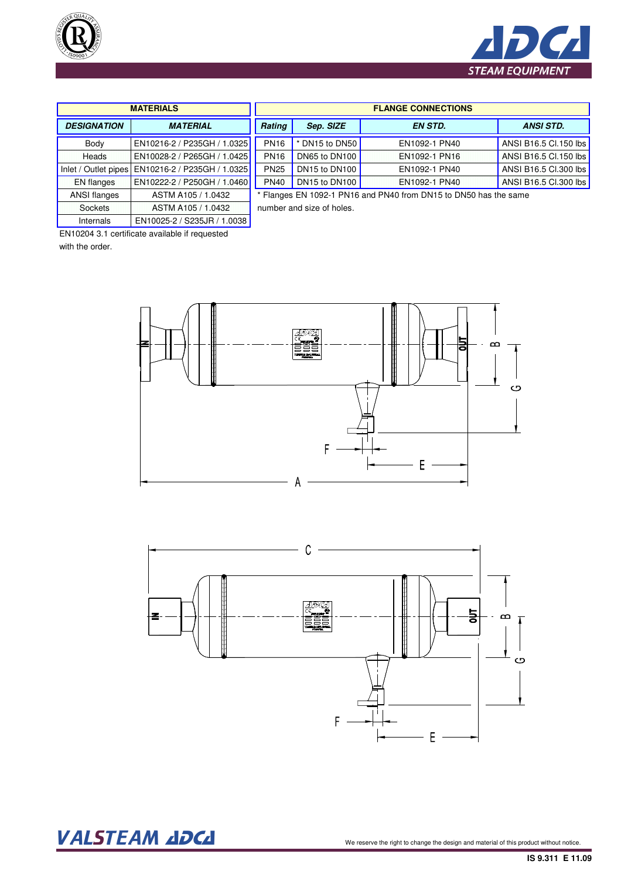| MATERIALS | |
|---|---|
| ***DESIGNATION*** | ***MATERIAL*** |
| Body | EN10216-2 / P235GH / 1.0325 |
| Heads | EN10028-2 / P265GH / 1.0425 |
| Inlet / Outlet pipes | EN10216-2 / P235GH / 1.0325 |
| EN flanges | EN10222-2 / P250GH / 1.0460 |
| ANSI flanges | ASTM A105 / 1.0432 |
| Sockets | ASTM A105 / 1.0432 |
| Internals | EN10025-2 / S235JR / 1.0038 |

EN10204 3.1 certificate available if requested with the order.

| FLANGE CONNECTIONS | | | |
|---|---|---|---|
| ***Rating*** | ***Sep. SIZE*** | ***EN STD.*** | ***ANSI STD.*** |
| PN16 | * DN15 to DN50 | EN1092-1 PN40 | ANSI B16.5 Cl.150 lbs |
| PN16 | DN65 to DN100 | EN1092-1 PN16 | ANSI B16.5 Cl.150 lbs |
| PN25 | DN15 to DN100 | EN1092-1 PN40 | ANSI B16.5 Cl.300 lbs |
| PN40 | DN15 to DN100 | EN1092-1 PN40 | ANSI B16.5 Cl.300 lbs |

* Flanges EN 1092-1 PN16 and PN40 from DN15 to DN50 has the same number and size of holes.

IN
OUT
A
B
E
F
G

IN
OUT
C
B
E
F
G

We reserve the right to change the design and material of this product without notice.

IS 9.311 E 11.09